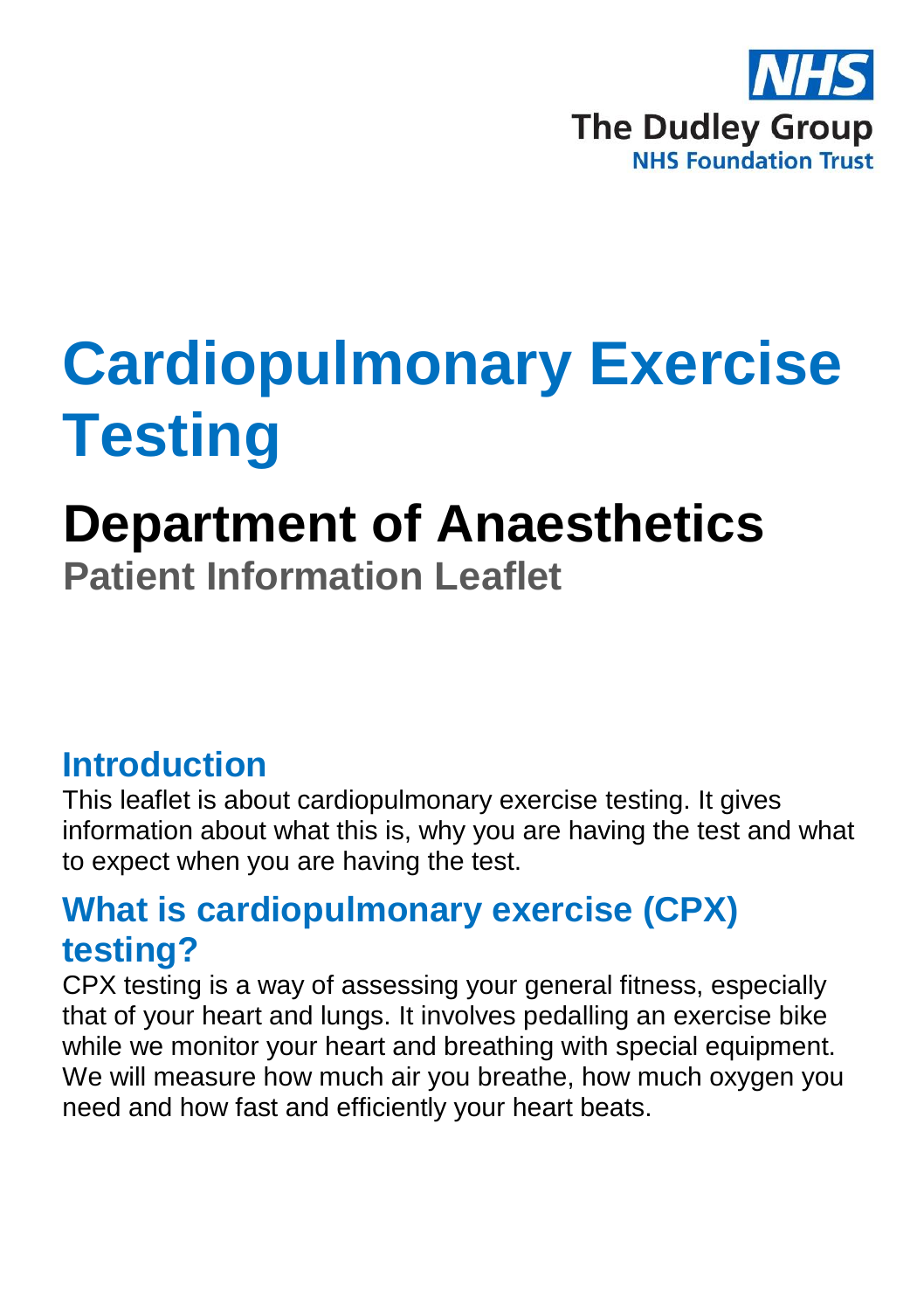NHS

The Dudley Group

NHS Foundation Trust

# Cardiopulmonary Exercise Testing

# Department of Anaesthetics

## Patient Information Leaflet

## Introduction

This leaflet is about cardiopulmonary exercise testing. It gives information about what this is, why you are having the test and what to expect when you are having the test.

## What is cardiopulmonary exercise (CPX) testing?

CPX testing is a way of assessing your general fitness, especially that of your heart and lungs. It involves pedalling an exercise bike while we monitor your heart and breathing with special equipment. We will measure how much air you breathe, how much oxygen you need and how fast and efficiently your heart beats.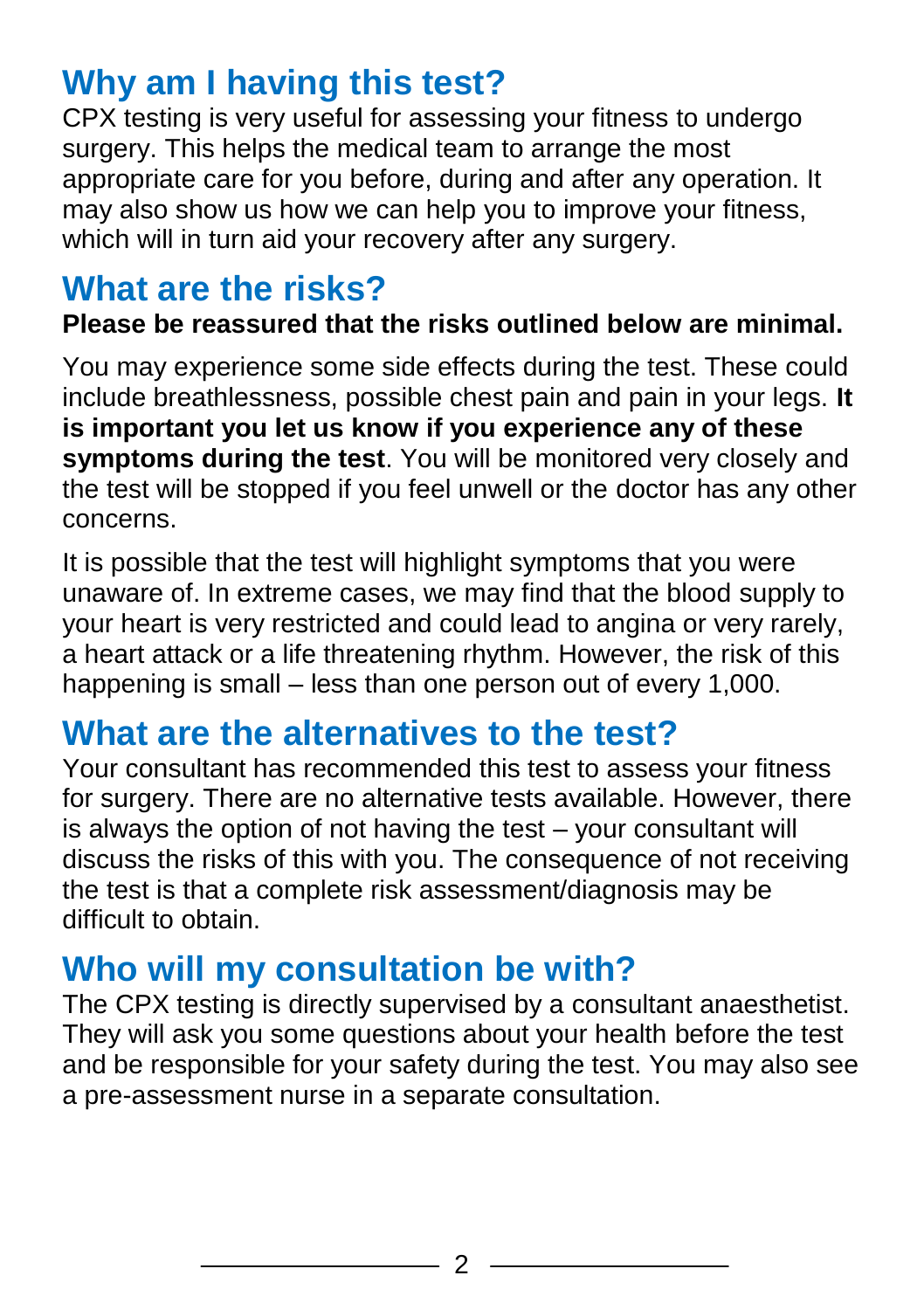## Why am I having this test?

CPX testing is very useful for assessing your fitness to undergo surgery. This helps the medical team to arrange the most appropriate care for you before, during and after any operation. It may also show us how we can help you to improve your fitness, which will in turn aid your recovery after any surgery.

## What are the risks?

**Please be reassured that the risks outlined below are minimal.**

You may experience some side effects during the test. These could include breathlessness, possible chest pain and pain in your legs. **It is important you let us know if you experience any of these symptoms during the test**. You will be monitored very closely and the test will be stopped if you feel unwell or the doctor has any other concerns.

It is possible that the test will highlight symptoms that you were unaware of. In extreme cases, we may find that the blood supply to your heart is very restricted and could lead to angina or very rarely, a heart attack or a life threatening rhythm. However, the risk of this happening is small – less than one person out of every 1,000.

## What are the alternatives to the test?

Your consultant has recommended this test to assess your fitness for surgery. There are no alternative tests available. However, there is always the option of not having the test – your consultant will discuss the risks of this with you. The consequence of not receiving the test is that a complete risk assessment/diagnosis may be difficult to obtain.

## Who will my consultation be with?

The CPX testing is directly supervised by a consultant anaesthetist. They will ask you some questions about your health before the test and be responsible for your safety during the test. You may also see a pre-assessment nurse in a separate consultation.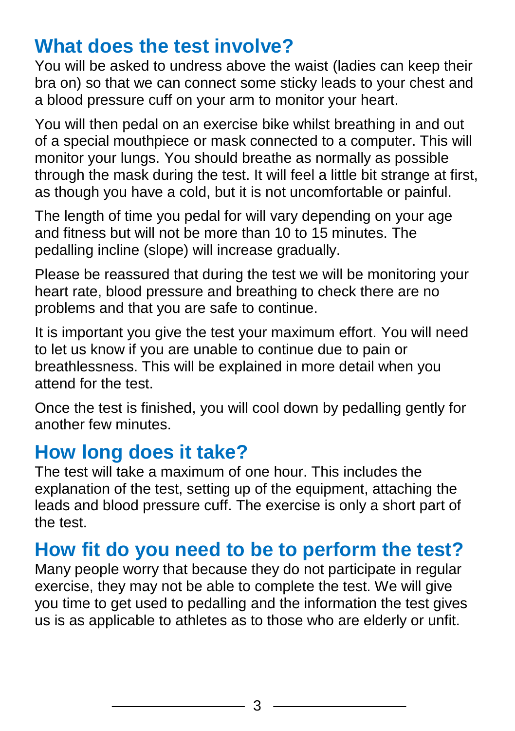## What does the test involve?

You will be asked to undress above the waist (ladies can keep their bra on) so that we can connect some sticky leads to your chest and a blood pressure cuff on your arm to monitor your heart.

You will then pedal on an exercise bike whilst breathing in and out of a special mouthpiece or mask connected to a computer. This will monitor your lungs. You should breathe as normally as possible through the mask during the test. It will feel a little bit strange at first, as though you have a cold, but it is not uncomfortable or painful.

The length of time you pedal for will vary depending on your age and fitness but will not be more than 10 to 15 minutes. The pedalling incline (slope) will increase gradually.

Please be reassured that during the test we will be monitoring your heart rate, blood pressure and breathing to check there are no problems and that you are safe to continue.

It is important you give the test your maximum effort. You will need to let us know if you are unable to continue due to pain or breathlessness. This will be explained in more detail when you attend for the test.

Once the test is finished, you will cool down by pedalling gently for another few minutes.

## How long does it take?

The test will take a maximum of one hour. This includes the explanation of the test, setting up of the equipment, attaching the leads and blood pressure cuff. The exercise is only a short part of the test.

## How fit do you need to be to perform the test?

Many people worry that because they do not participate in regular exercise, they may not be able to complete the test. We will give you time to get used to pedalling and the information the test gives us is as applicable to athletes as to those who are elderly or unfit.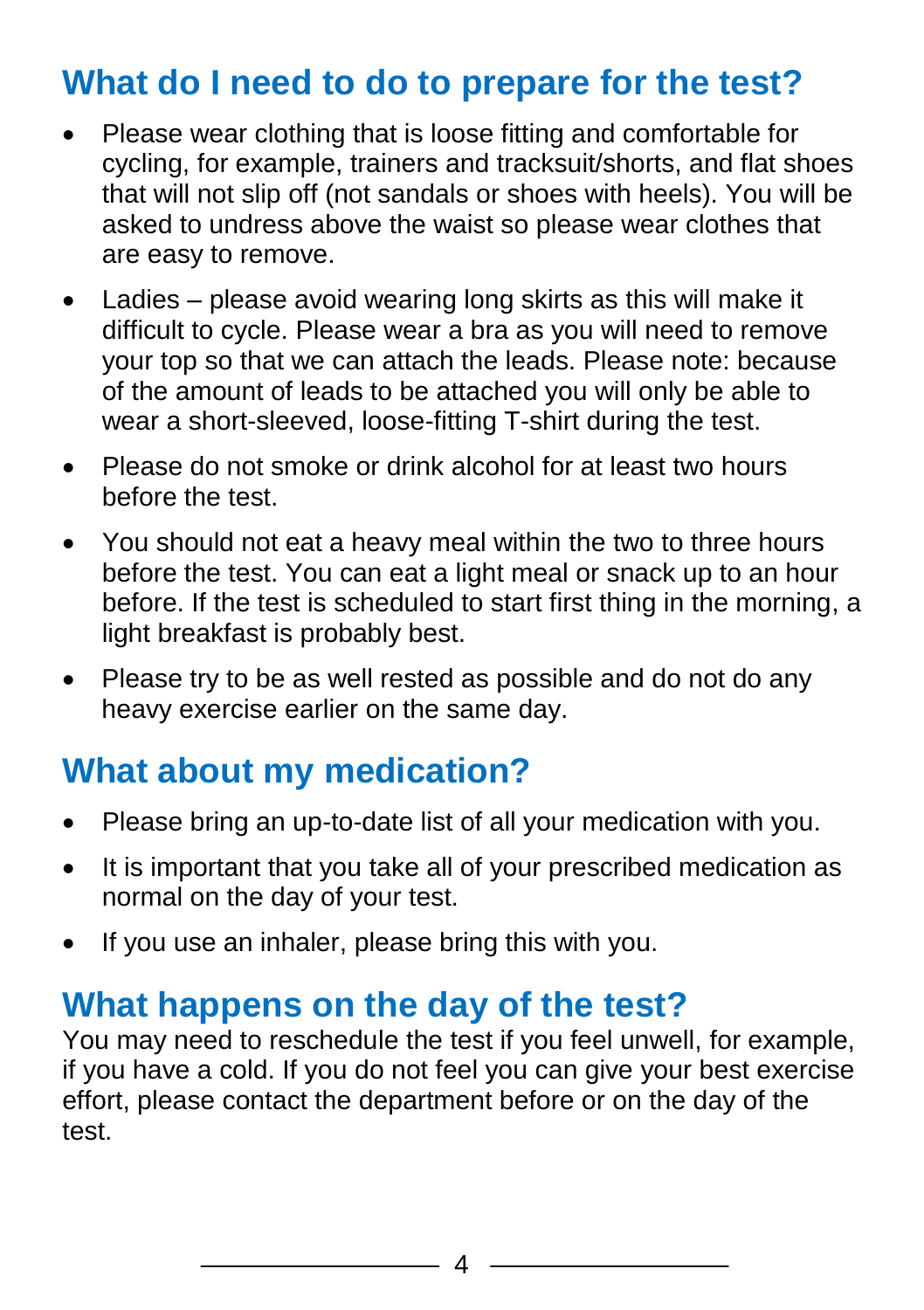## What do I need to do to prepare for the test?

- Please wear clothing that is loose fitting and comfortable for cycling, for example, trainers and tracksuit/shorts, and flat shoes that will not slip off (not sandals or shoes with heels). You will be asked to undress above the waist so please wear clothes that are easy to remove.
- Ladies – please avoid wearing long skirts as this will make it difficult to cycle. Please wear a bra as you will need to remove your top so that we can attach the leads. Please note: because of the amount of leads to be attached you will only be able to wear a short-sleeved, loose-fitting T-shirt during the test.
- Please do not smoke or drink alcohol for at least two hours before the test.
- You should not eat a heavy meal within the two to three hours before the test. You can eat a light meal or snack up to an hour before. If the test is scheduled to start first thing in the morning, a light breakfast is probably best.
- Please try to be as well rested as possible and do not do any heavy exercise earlier on the same day.

## What about my medication?

- Please bring an up-to-date list of all your medication with you.
- It is important that you take all of your prescribed medication as normal on the day of your test.
- If you use an inhaler, please bring this with you.

## What happens on the day of the test?

You may need to reschedule the test if you feel unwell, for example, if you have a cold. If you do not feel you can give your best exercise effort, please contact the department before or on the day of the test.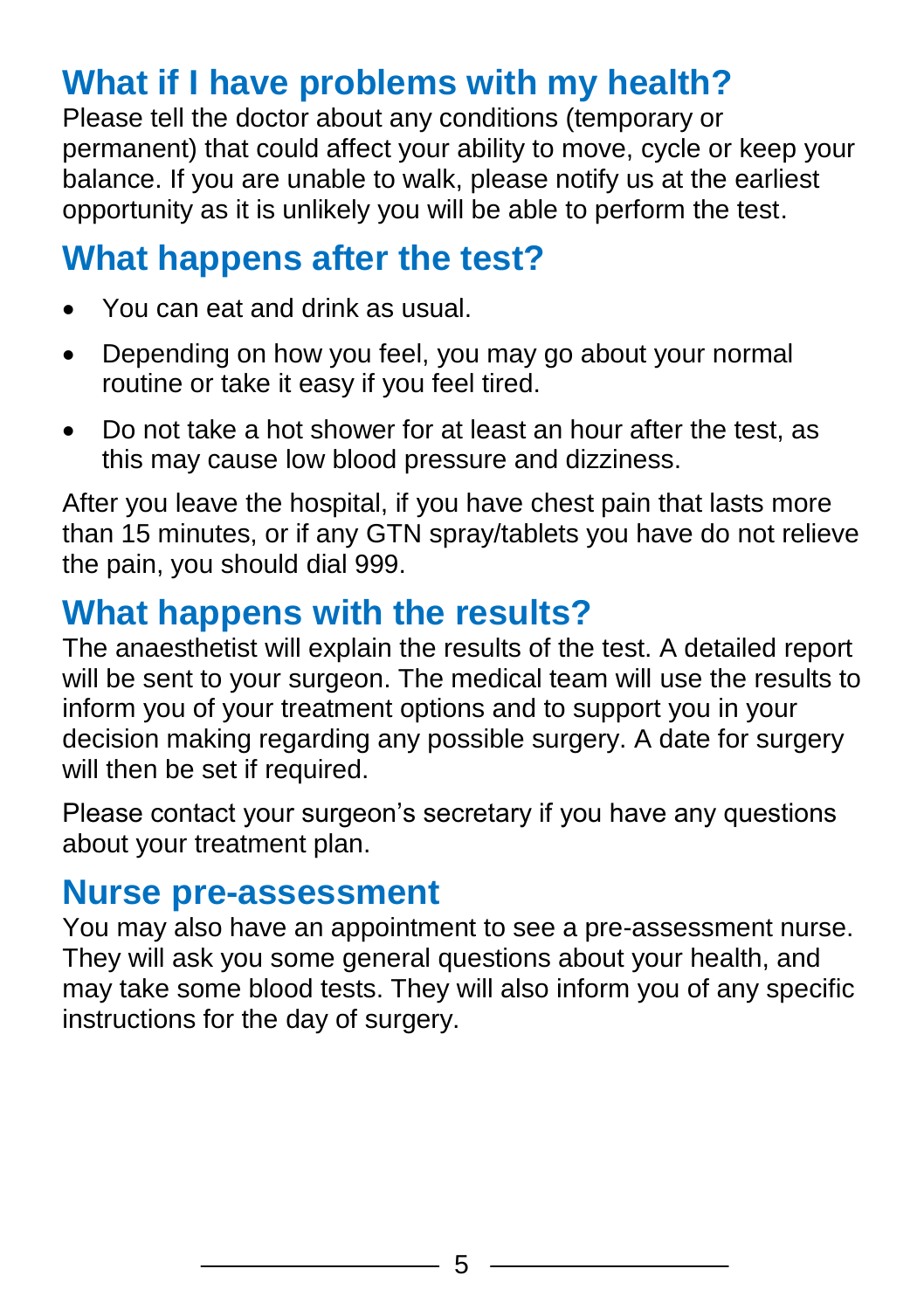## What if I have problems with my health?

Please tell the doctor about any conditions (temporary or permanent) that could affect your ability to move, cycle or keep your balance. If you are unable to walk, please notify us at the earliest opportunity as it is unlikely you will be able to perform the test.

## What happens after the test?

- You can eat and drink as usual.
- Depending on how you feel, you may go about your normal routine or take it easy if you feel tired.
- Do not take a hot shower for at least an hour after the test, as this may cause low blood pressure and dizziness.

After you leave the hospital, if you have chest pain that lasts more than 15 minutes, or if any GTN spray/tablets you have do not relieve the pain, you should dial 999.

## What happens with the results?

The anaesthetist will explain the results of the test. A detailed report will be sent to your surgeon. The medical team will use the results to inform you of your treatment options and to support you in your decision making regarding any possible surgery. A date for surgery will then be set if required.

Please contact your surgeon's secretary if you have any questions about your treatment plan.

## Nurse pre-assessment

You may also have an appointment to see a pre-assessment nurse. They will ask you some general questions about your health, and may take some blood tests. They will also inform you of any specific instructions for the day of surgery.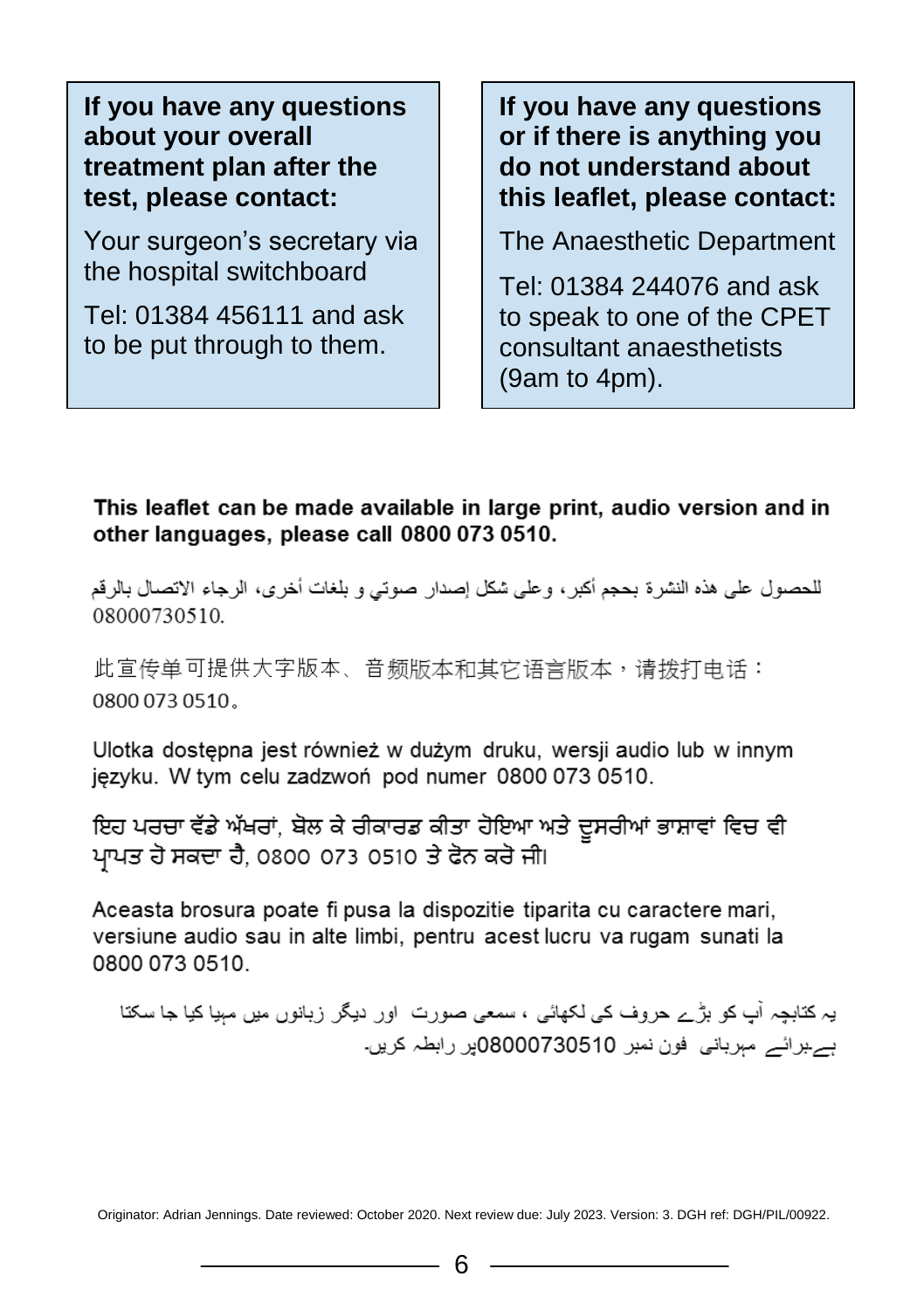**If you have any questions about your overall treatment plan after the test, please contact:**

Your surgeon's secretary via the hospital switchboard

Tel: 01384 456111 and ask to be put through to them.

**If you have any questions or if there is anything you do not understand about this leaflet, please contact:**

The Anaesthetic Department

Tel: 01384 244076 and ask to speak to one of the CPET consultant anaesthetists (9am to 4pm).

**This leaflet can be made available in large print, audio version and in other languages, please call 0800 073 0510.**

للحصول على هذه النشرة بحجم أكبر، وعلى شكل إصدار صوتي و بلغات أخرى، الرجاء الاتصال بالرقم 08000730510.

此宣传单可提供大字版本、音频版本和其它语言版本，请拨打电话：0800 073 0510。

Ulotka dostępna jest również w dużym druku, wersji audio lub w innym języku. W tym celu zadzwoń pod numer 0800 073 0510.

ਇਹ ਪਰਚਾ ਵੱਡੇ ਅੱਖਰਾਂ, ਬੋਲ ਕੇ ਰੀਕਾਰਡ ਕੀਤਾ ਹੋਇਆ ਅਤੇ ਦੂਸਰੀਆਂ ਭਾਸ਼ਾਵਾਂ ਵਿਚ ਵੀ ਪ੍ਰਾਪਤ ਹੋ ਸਕਦਾ ਹੈ, 0800 073 0510 ਤੇ ਫੋਨ ਕਰੋ ਜੀ।

Aceasta brosura poate fi pusa la dispozitie tiparita cu caractere mari, versiune audio sau in alte limbi, pentru acest lucru va rugam sunati la 0800 073 0510.

یہ کتابچہ آپ کو بڑے حروف کی لکھائی ، سمعی صورت اور دیگر زبانوں میں مہیا کیا جا سکتا ہے۔برائے مہربانی فون نمبر 08000730510پر رابطہ کریں۔

Originator: Adrian Jennings. Date reviewed: October 2020. Next review due: July 2023. Version: 3. DGH ref: DGH/PIL/00922.